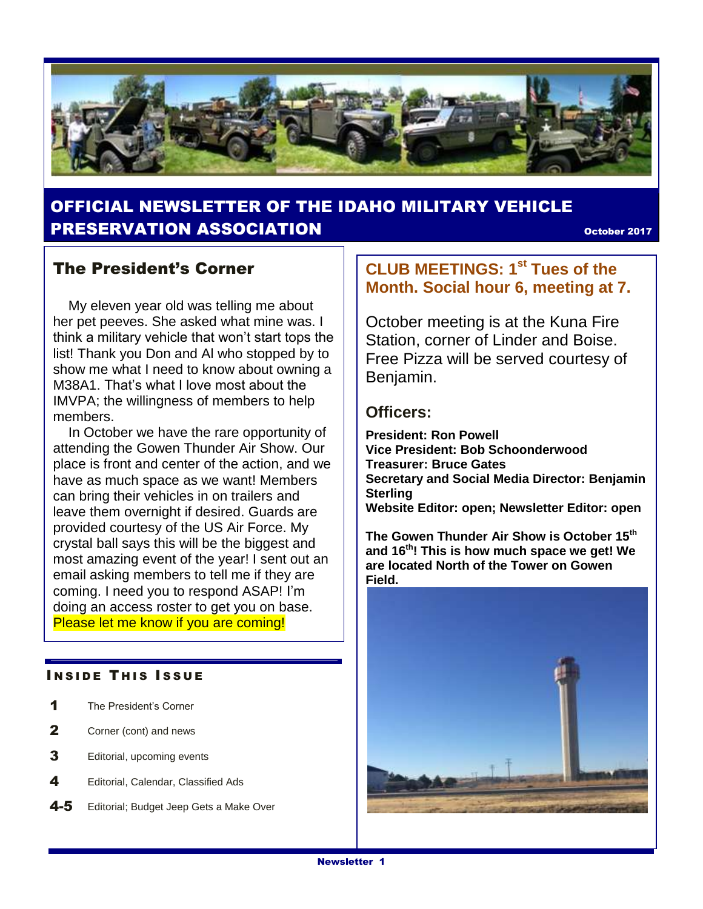# OFFICIAL NEWSLETTER OF THE IDAHO MILITARY VEHICLE PRESERVATION ASSOCIATION

October 2017

## The President's Corner

My eleven year old was telling me about her pet peeves. She asked what mine was. I think a military vehicle that won't start tops the list! Thank you Don and Al who stopped by to show me what I need to know about owning a M38A1. That's what I love most about the IMVPA; the willingness of members to help members.

In October we have the rare opportunity of attending the Gowen Thunder Air Show. Our place is front and center of the action, and we have as much space as we want! Members can bring their vehicles in on trailers and leave them overnight if desired. Guards are provided courtesy of the US Air Force. My crystal ball says this will be the biggest and most amazing event of the year! I sent out an email asking members to tell me if they are coming. I need you to respond ASAP! I'm doing an access roster to get you on base. Please let me know if you are coming!

### INSIDE THIS ISSUE

- **1** The President's Corner
- **2** Corner (cont) and news
- **3** Editorial, upcoming events
- **4** Editorial, Calendar, Classified Ads
- **4-5** Editorial; Budget Jeep Gets a Make Over

## CLUB MEETINGS: 1st Tues of the Month. Social hour 6, meeting at 7.

October meeting is at the Kuna Fire Station, corner of Linder and Boise. Free Pizza will be served courtesy of Benjamin.

### Officers:

**President: Ron Powell**
**Vice President: Bob Schoonderwood**
**Treasurer: Bruce Gates**
**Secretary and Social Media Director: Benjamin Sterling**
**Website Editor: open; Newsletter Editor: open**

**The Gowen Thunder Air Show is October 15th and 16th! This is how much space we get! We are located North of the Tower on Gowen Field.**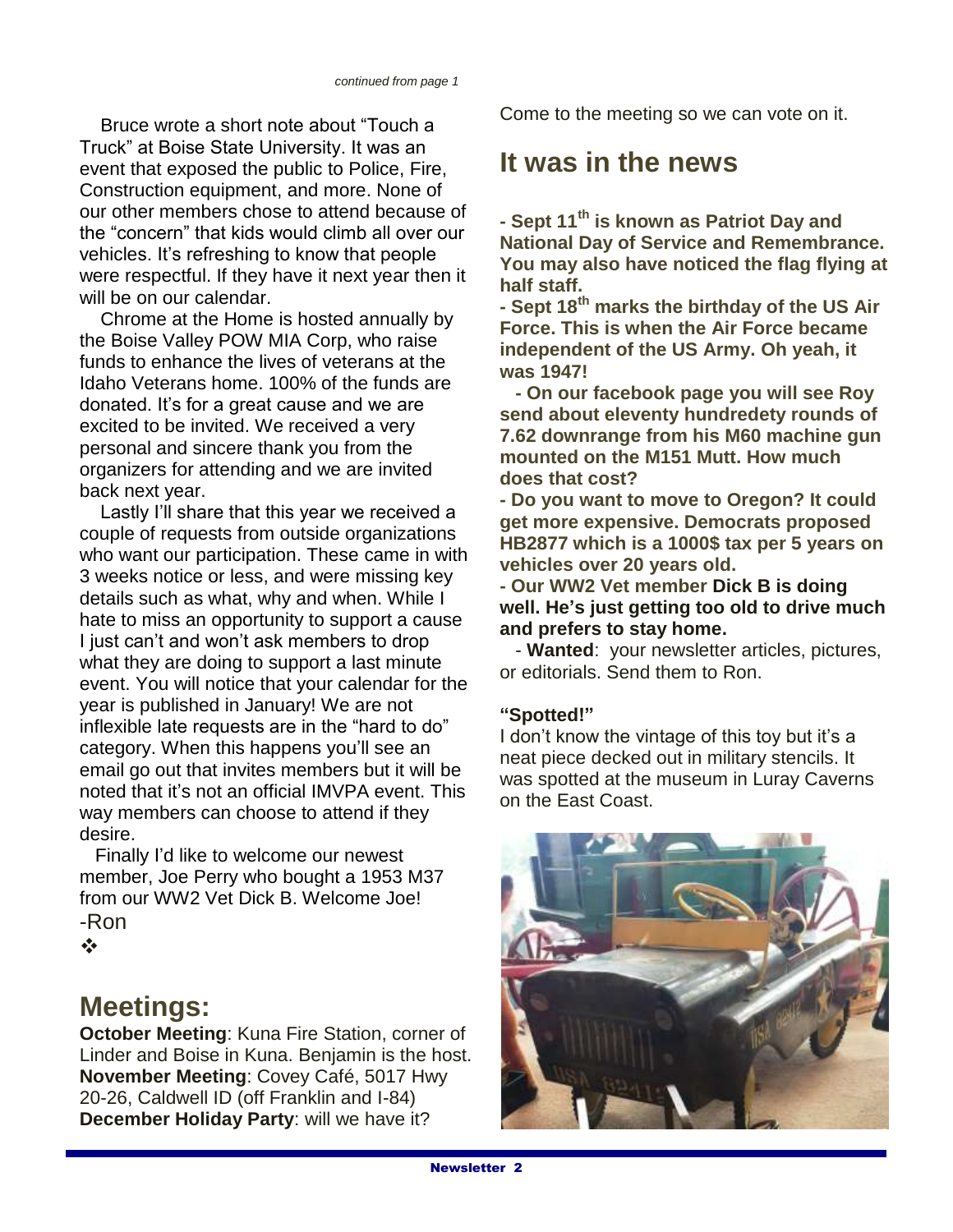*continued from page 1*

Bruce wrote a short note about "Touch a Truck" at Boise State University. It was an event that exposed the public to Police, Fire, Construction equipment, and more. None of our other members chose to attend because of the "concern" that kids would climb all over our vehicles. It's refreshing to know that people were respectful. If they have it next year then it will be on our calendar.

Chrome at the Home is hosted annually by the Boise Valley POW MIA Corp, who raise funds to enhance the lives of veterans at the Idaho Veterans home. 100% of the funds are donated. It's for a great cause and we are excited to be invited. We received a very personal and sincere thank you from the organizers for attending and we are invited back next year.

Lastly I'll share that this year we received a couple of requests from outside organizations who want our participation. These came in with 3 weeks notice or less, and were missing key details such as what, why and when. While I hate to miss an opportunity to support a cause I just can't and won't ask members to drop what they are doing to support a last minute event. You will notice that your calendar for the year is published in January! We are not inflexible late requests are in the "hard to do" category. When this happens you'll see an email go out that invites members but it will be noted that it's not an official IMVPA event. This way members can choose to attend if they desire.

Finally I'd like to welcome our newest member, Joe Perry who bought a 1953 M37 from our WW2 Vet Dick B. Welcome Joe!

-Ron

❖

## Meetings:

**October Meeting**: Kuna Fire Station, corner of Linder and Boise in Kuna. Benjamin is the host.
**November Meeting**: Covey Café, 5017 Hwy 20-26, Caldwell ID (off Franklin and I-84)
**December Holiday Party**: will we have it? Come to the meeting so we can vote on it.

## It was in the news

**- Sept 11th is known as Patriot Day and National Day of Service and Remembrance. You may also have noticed the flag flying at half staff.**

**- Sept 18th marks the birthday of the US Air Force. This is when the Air Force became independent of the US Army. Oh yeah, it was 1947!**

**- On our facebook page you will see Roy send about eleventy hundredety rounds of 7.62 downrange from his M60 machine gun mounted on the M151 Mutt. How much does that cost?**

**- Do you want to move to Oregon? It could get more expensive. Democrats proposed HB2877 which is a 1000$ tax per 5 years on vehicles over 20 years old.**

**- Our WW2 Vet member Dick B is doing well. He's just getting too old to drive much and prefers to stay home.**

- **Wanted**: your newsletter articles, pictures, or editorials. Send them to Ron.

**"Spotted!"**

I don't know the vintage of this toy but it's a neat piece decked out in military stencils. It was spotted at the museum in Luray Caverns on the East Coast.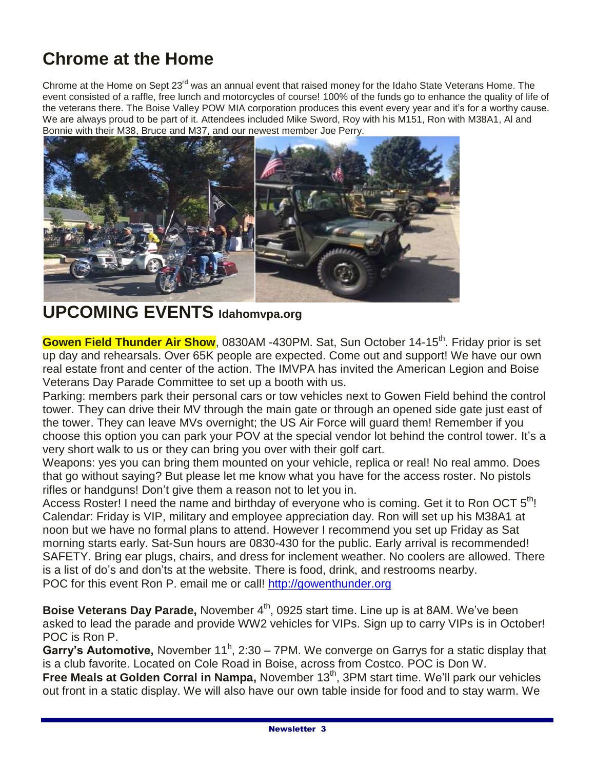## Chrome at the Home

Chrome at the Home on Sept 23rd was an annual event that raised money for the Idaho State Veterans Home. The event consisted of a raffle, free lunch and motorcycles of course! 100% of the funds go to enhance the quality of life of the veterans there. The Boise Valley POW MIA corporation produces this event every year and it's for a worthy cause. We are always proud to be part of it. Attendees included Mike Sword, Roy with his M151, Ron with M38A1, Al and Bonnie with their M38, Bruce and M37, and our newest member Joe Perry.

## UPCOMING EVENTS Idahomvpa.org

**Gowen Field Thunder Air Show**, 0830AM -430PM. Sat, Sun October 14-15th. Friday prior is set up day and rehearsals. Over 65K people are expected. Come out and support! We have our own real estate front and center of the action. The IMVPA has invited the American Legion and Boise Veterans Day Parade Committee to set up a booth with us.

Parking: members park their personal cars or tow vehicles next to Gowen Field behind the control tower. They can drive their MV through the main gate or through an opened side gate just east of the tower. They can leave MVs overnight; the US Air Force will guard them! Remember if you choose this option you can park your POV at the special vendor lot behind the control tower. It's a very short walk to us or they can bring you over with their golf cart.

Weapons: yes you can bring them mounted on your vehicle, replica or real! No real ammo. Does that go without saying? But please let me know what you have for the access roster. No pistols rifles or handguns! Don't give them a reason not to let you in.

Access Roster! I need the name and birthday of everyone who is coming. Get it to Ron OCT 5th!

Calendar: Friday is VIP, military and employee appreciation day. Ron will set up his M38A1 at noon but we have no formal plans to attend. However I recommend you set up Friday as Sat morning starts early. Sat-Sun hours are 0830-430 for the public. Early arrival is recommended!

SAFETY. Bring ear plugs, chairs, and dress for inclement weather. No coolers are allowed. There is a list of do's and don'ts at the website. There is food, drink, and restrooms nearby.

POC for this event Ron P. email me or call! http://gowenthunder.org

**Boise Veterans Day Parade,** November 4th, 0925 start time. Line up is at 8AM. We've been asked to lead the parade and provide WW2 vehicles for VIPs. Sign up to carry VIPs is in October! POC is Ron P.

**Garry's Automotive,** November 11h, 2:30 – 7PM. We converge on Garrys for a static display that is a club favorite. Located on Cole Road in Boise, across from Costco. POC is Don W.

**Free Meals at Golden Corral in Nampa,** November 13th, 3PM start time. We'll park our vehicles out front in a static display. We will also have our own table inside for food and to stay warm. We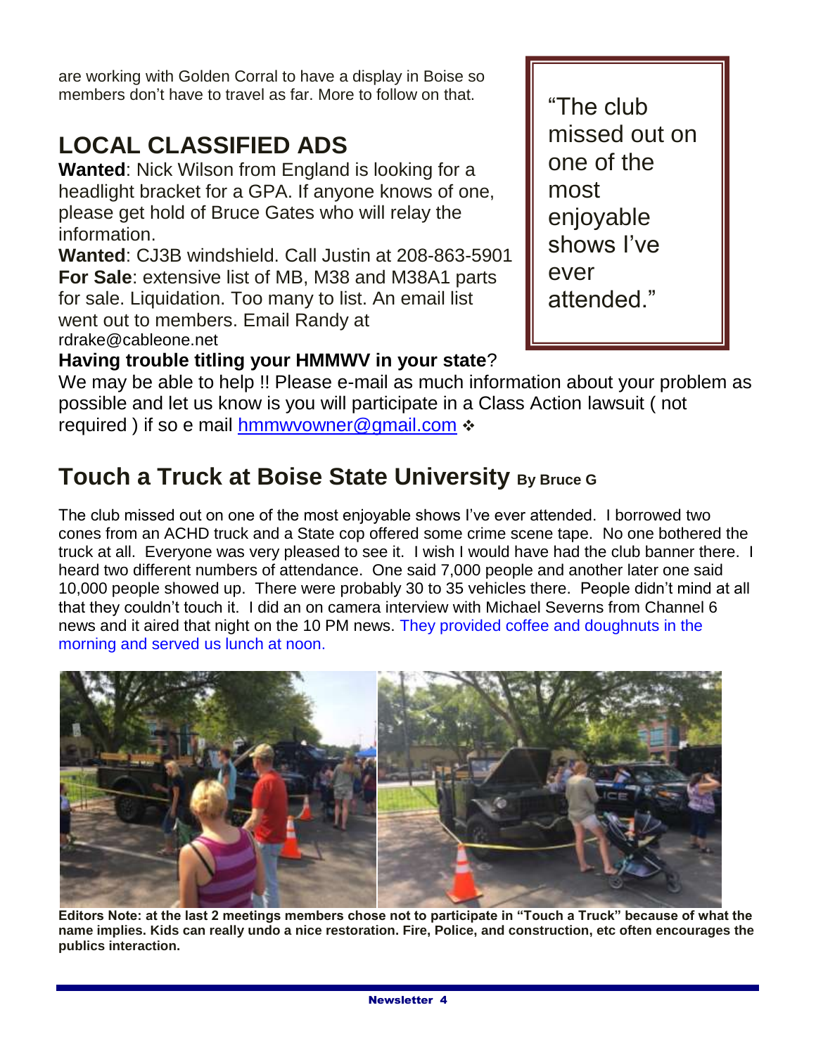are working with Golden Corral to have a display in Boise so members don't have to travel as far. More to follow on that.

## LOCAL CLASSIFIED ADS

**Wanted**: Nick Wilson from England is looking for a headlight bracket for a GPA. If anyone knows of one, please get hold of Bruce Gates who will relay the information.

**Wanted**: CJ3B windshield. Call Justin at 208-863-5901

**For Sale**: extensive list of MB, M38 and M38A1 parts for sale. Liquidation. Too many to list. An email list went out to members. Email Randy at rdrake@cableone.net

**Having trouble titling your HMMWV in your state**?

We may be able to help !! Please e-mail as much information about your problem as possible and let us know is you will participate in a Class Action lawsuit ( not required ) if so e mail hmmwvowner@gmail.com ❖

> "The club missed out on one of the most enjoyable shows I've ever attended."

## Touch a Truck at Boise State University By Bruce G

The club missed out on one of the most enjoyable shows I've ever attended. I borrowed two cones from an ACHD truck and a State cop offered some crime scene tape. No one bothered the truck at all. Everyone was very pleased to see it. I wish I would have had the club banner there. I heard two different numbers of attendance. One said 7,000 people and another later one said 10,000 people showed up. There were probably 30 to 35 vehicles there. People didn't mind at all that they couldn't touch it. I did an on camera interview with Michael Severns from Channel 6 news and it aired that night on the 10 PM news. They provided coffee and doughnuts in the morning and served us lunch at noon.

**Editors Note: at the last 2 meetings members chose not to participate in "Touch a Truck" because of what the name implies. Kids can really undo a nice restoration. Fire, Police, and construction, etc often encourages the publics interaction.**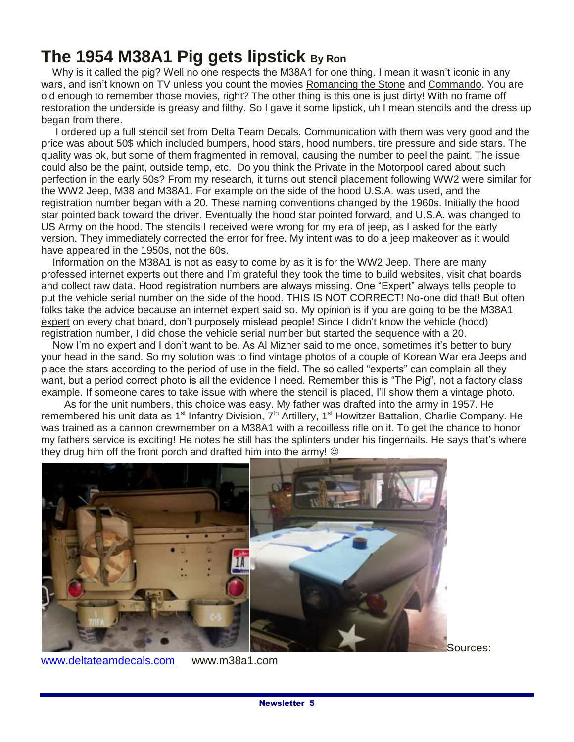# The 1954 M38A1 Pig gets lipstick By Ron

Why is it called the pig? Well no one respects the M38A1 for one thing. I mean it wasn't iconic in any wars, and isn't known on TV unless you count the movies Romancing the Stone and Commando. You are old enough to remember those movies, right? The other thing is this one is just dirty! With no frame off restoration the underside is greasy and filthy. So I gave it some lipstick, uh I mean stencils and the dress up began from there.

I ordered up a full stencil set from Delta Team Decals. Communication with them was very good and the price was about 50$ which included bumpers, hood stars, hood numbers, tire pressure and side stars. The quality was ok, but some of them fragmented in removal, causing the number to peel the paint. The issue could also be the paint, outside temp, etc. Do you think the Private in the Motorpool cared about such perfection in the early 50s? From my research, it turns out stencil placement following WW2 were similar for the WW2 Jeep, M38 and M38A1. For example on the side of the hood U.S.A. was used, and the registration number began with a 20. These naming conventions changed by the 1960s. Initially the hood star pointed back toward the driver. Eventually the hood star pointed forward, and U.S.A. was changed to US Army on the hood. The stencils I received were wrong for my era of jeep, as I asked for the early version. They immediately corrected the error for free. My intent was to do a jeep makeover as it would have appeared in the 1950s, not the 60s.

Information on the M38A1 is not as easy to come by as it is for the WW2 Jeep. There are many professed internet experts out there and I'm grateful they took the time to build websites, visit chat boards and collect raw data. Hood registration numbers are always missing. One "Expert" always tells people to put the vehicle serial number on the side of the hood. THIS IS NOT CORRECT! No-one did that! But often folks take the advice because an internet expert said so. My opinion is if you are going to be the M38A1 expert on every chat board, don't purposely mislead people! Since I didn't know the vehicle (hood) registration number, I did chose the vehicle serial number but started the sequence with a 20.

Now I'm no expert and I don't want to be. As Al Mizner said to me once, sometimes it's better to bury your head in the sand. So my solution was to find vintage photos of a couple of Korean War era Jeeps and place the stars according to the period of use in the field. The so called "experts" can complain all they want, but a period correct photo is all the evidence I need. Remember this is "The Pig", not a factory class example. If someone cares to take issue with where the stencil is placed, I'll show them a vintage photo.

As for the unit numbers, this choice was easy. My father was drafted into the army in 1957. He remembered his unit data as 1st Infantry Division, 7th Artillery, 1st Howitzer Battalion, Charlie Company. He was trained as a cannon crewmember on a M38A1 with a recoilless rifle on it. To get the chance to honor my fathers service is exciting! He notes he still has the splinters under his fingernails. He says that's where they drug him off the front porch and drafted him into the army! ☺

Sources: www.deltateamdecals.com www.m38a1.com